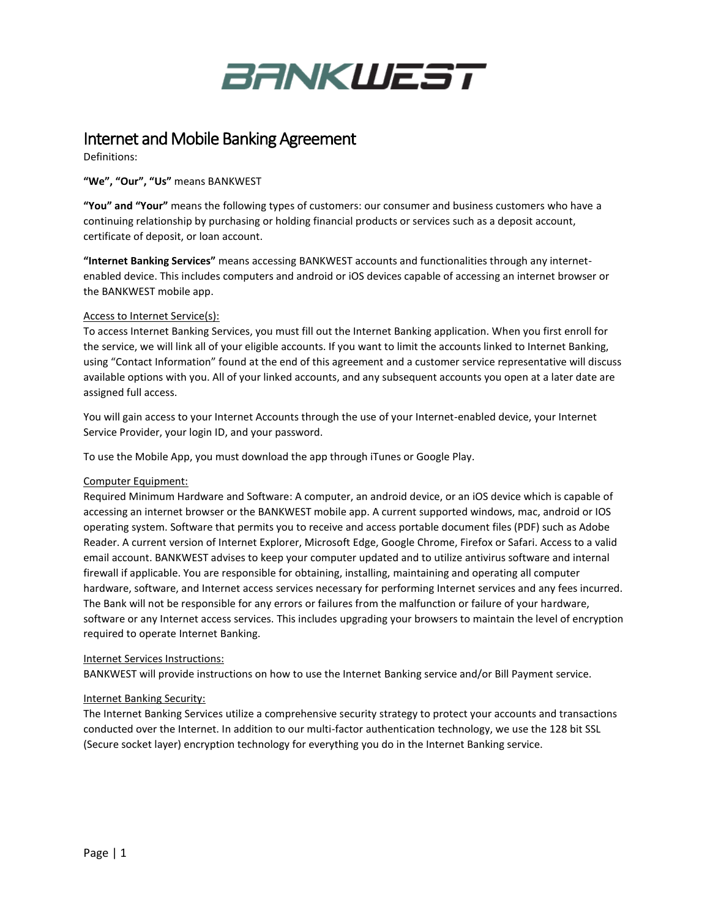# BANKWEST

## Internet and Mobile Banking Agreement

Definitions:

**"We", "Our", "Us"** means BANKWEST

**"You" and "Your"** means the following types of customers: our consumer and business customers who have a continuing relationship by purchasing or holding financial products or services such as a deposit account, certificate of deposit, or loan account.

**"Internet Banking Services"** means accessing BANKWEST accounts and functionalities through any internet-enabled device. This includes computers and android or iOS devices capable of accessing an internet browser or the BANKWEST mobile app.

### Access to Internet Service(s):

To access Internet Banking Services, you must fill out the Internet Banking application. When you first enroll for the service, we will link all of your eligible accounts. If you want to limit the accounts linked to Internet Banking, using "Contact Information" found at the end of this agreement and a customer service representative will discuss available options with you. All of your linked accounts, and any subsequent accounts you open at a later date are assigned full access.

You will gain access to your Internet Accounts through the use of your Internet-enabled device, your Internet Service Provider, your login ID, and your password.

To use the Mobile App, you must download the app through iTunes or Google Play.

### Computer Equipment:

Required Minimum Hardware and Software: A computer, an android device, or an iOS device which is capable of accessing an internet browser or the BANKWEST mobile app. A current supported windows, mac, android or IOS operating system. Software that permits you to receive and access portable document files (PDF) such as Adobe Reader. A current version of Internet Explorer, Microsoft Edge, Google Chrome, Firefox or Safari. Access to a valid email account. BANKWEST advises to keep your computer updated and to utilize antivirus software and internal firewall if applicable. You are responsible for obtaining, installing, maintaining and operating all computer hardware, software, and Internet access services necessary for performing Internet services and any fees incurred. The Bank will not be responsible for any errors or failures from the malfunction or failure of your hardware, software or any Internet access services. This includes upgrading your browsers to maintain the level of encryption required to operate Internet Banking.

### Internet Services Instructions:

BANKWEST will provide instructions on how to use the Internet Banking service and/or Bill Payment service.

### Internet Banking Security:

The Internet Banking Services utilize a comprehensive security strategy to protect your accounts and transactions conducted over the Internet. In addition to our multi-factor authentication technology, we use the 128 bit SSL (Secure socket layer) encryption technology for everything you do in the Internet Banking service.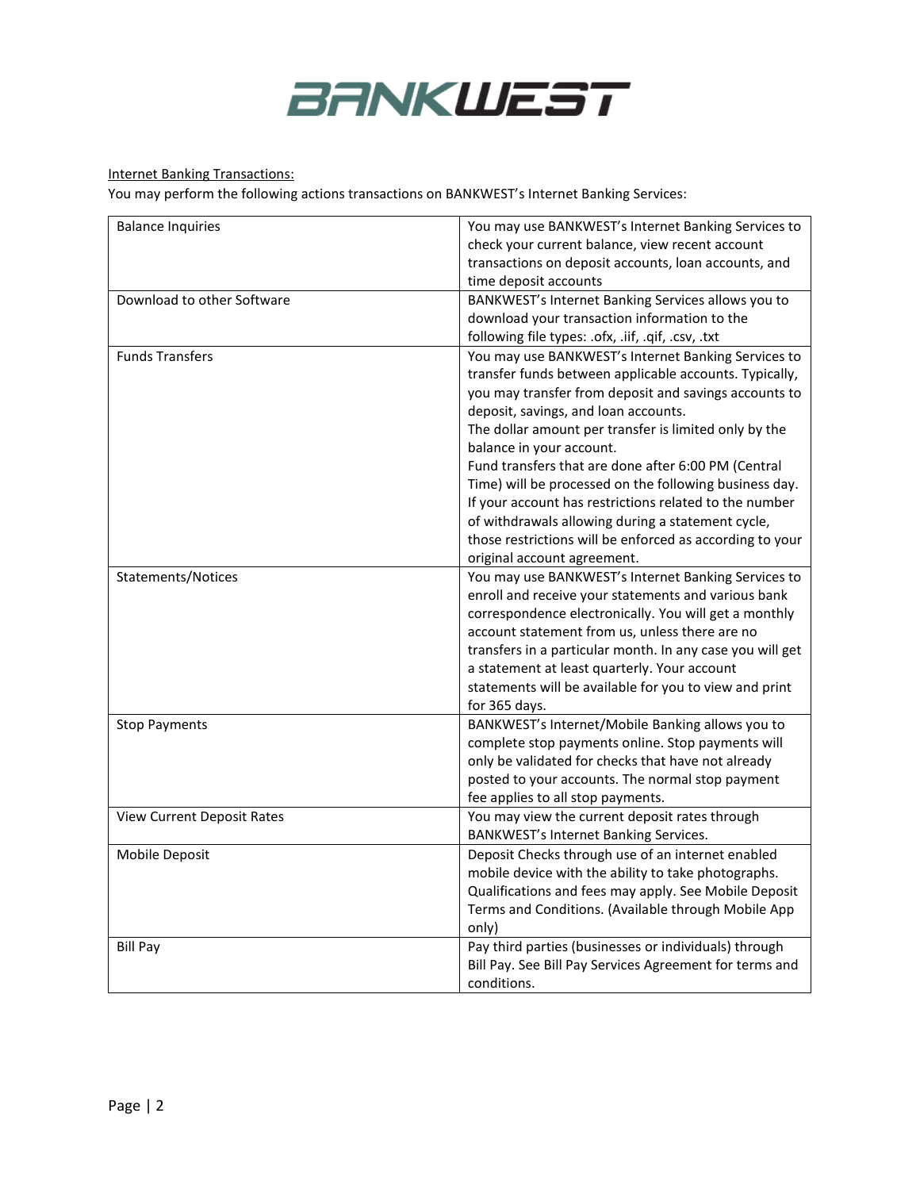Internet Banking Transactions:

You may perform the following actions transactions on BANKWEST's Internet Banking Services:

| | |
|---|---|
| Balance Inquiries | You may use BANKWEST's Internet Banking Services to check your current balance, view recent account transactions on deposit accounts, loan accounts, and time deposit accounts |
| Download to other Software | BANKWEST's Internet Banking Services allows you to download your transaction information to the following file types: .ofx, .iif, .qif, .csv, .txt |
| Funds Transfers | You may use BANKWEST's Internet Banking Services to transfer funds between applicable accounts. Typically, you may transfer from deposit and savings accounts to deposit, savings, and loan accounts.<br>The dollar amount per transfer is limited only by the balance in your account.<br>Fund transfers that are done after 6:00 PM (Central Time) will be processed on the following business day. If your account has restrictions related to the number of withdrawals allowing during a statement cycle, those restrictions will be enforced as according to your original account agreement. |
| Statements/Notices | You may use BANKWEST's Internet Banking Services to enroll and receive your statements and various bank correspondence electronically. You will get a monthly account statement from us, unless there are no transfers in a particular month. In any case you will get a statement at least quarterly. Your account statements will be available for you to view and print for 365 days. |
| Stop Payments | BANKWEST's Internet/Mobile Banking allows you to complete stop payments online. Stop payments will only be validated for checks that have not already posted to your accounts. The normal stop payment fee applies to all stop payments. |
| View Current Deposit Rates | You may view the current deposit rates through BANKWEST's Internet Banking Services. |
| Mobile Deposit | Deposit Checks through use of an internet enabled mobile device with the ability to take photographs. Qualifications and fees may apply. See Mobile Deposit Terms and Conditions. (Available through Mobile App only) |
| Bill Pay | Pay third parties (businesses or individuals) through Bill Pay. See Bill Pay Services Agreement for terms and conditions. |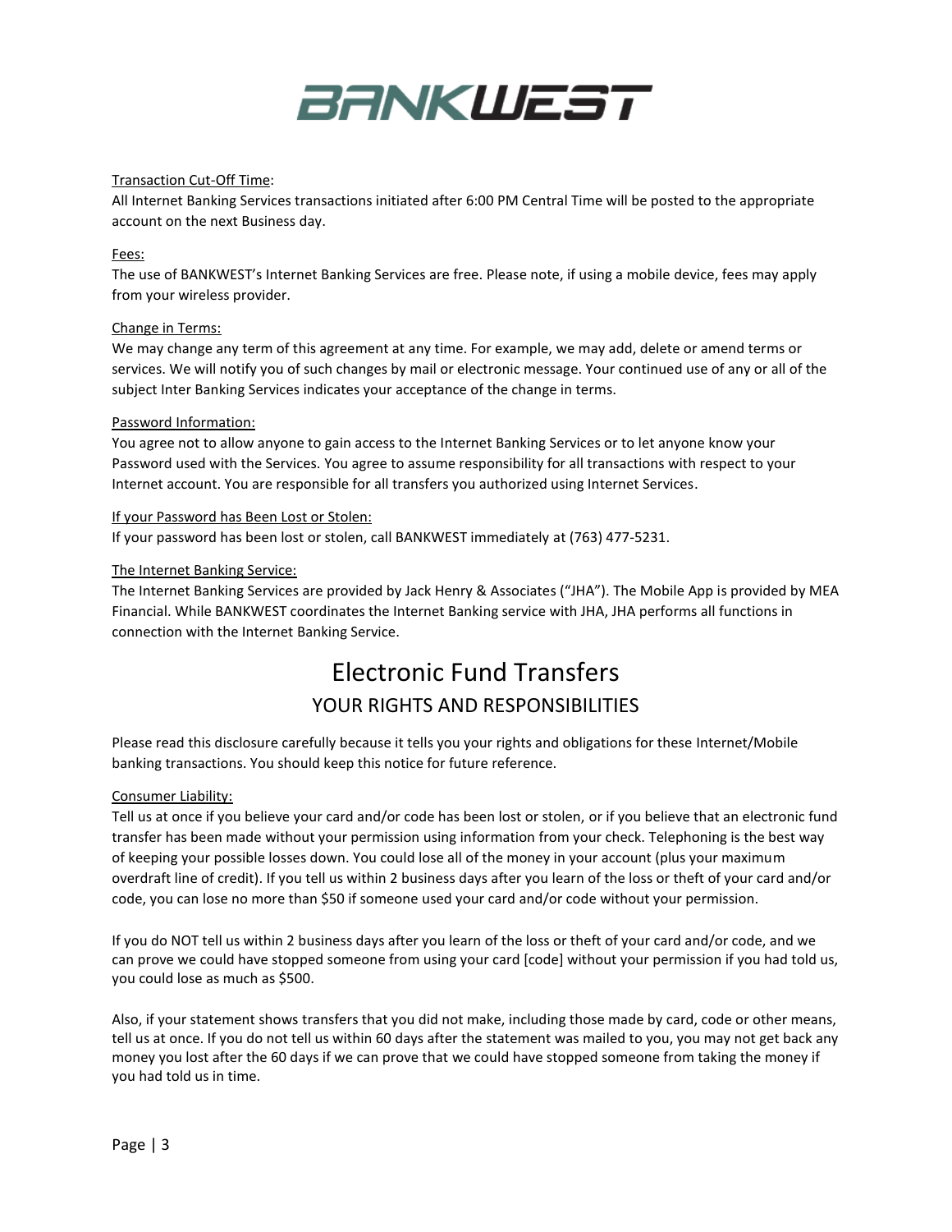Transaction Cut-Off Time:

All Internet Banking Services transactions initiated after 6:00 PM Central Time will be posted to the appropriate account on the next Business day.

Fees:

The use of BANKWEST's Internet Banking Services are free. Please note, if using a mobile device, fees may apply from your wireless provider.

Change in Terms:

We may change any term of this agreement at any time. For example, we may add, delete or amend terms or services. We will notify you of such changes by mail or electronic message. Your continued use of any or all of the subject Inter Banking Services indicates your acceptance of the change in terms.

Password Information:

You agree not to allow anyone to gain access to the Internet Banking Services or to let anyone know your Password used with the Services. You agree to assume responsibility for all transactions with respect to your Internet account. You are responsible for all transfers you authorized using Internet Services.

If your Password has Been Lost or Stolen:

If your password has been lost or stolen, call BANKWEST immediately at (763) 477-5231.

The Internet Banking Service:

The Internet Banking Services are provided by Jack Henry & Associates ("JHA"). The Mobile App is provided by MEA Financial. While BANKWEST coordinates the Internet Banking service with JHA, JHA performs all functions in connection with the Internet Banking Service.

# Electronic Fund Transfers

## YOUR RIGHTS AND RESPONSIBILITIES

Please read this disclosure carefully because it tells you your rights and obligations for these Internet/Mobile banking transactions. You should keep this notice for future reference.

Consumer Liability:

Tell us at once if you believe your card and/or code has been lost or stolen, or if you believe that an electronic fund transfer has been made without your permission using information from your check. Telephoning is the best way of keeping your possible losses down. You could lose all of the money in your account (plus your maximum overdraft line of credit). If you tell us within 2 business days after you learn of the loss or theft of your card and/or code, you can lose no more than $50 if someone used your card and/or code without your permission.

If you do NOT tell us within 2 business days after you learn of the loss or theft of your card and/or code, and we can prove we could have stopped someone from using your card [code] without your permission if you had told us, you could lose as much as $500.

Also, if your statement shows transfers that you did not make, including those made by card, code or other means, tell us at once. If you do not tell us within 60 days after the statement was mailed to you, you may not get back any money you lost after the 60 days if we can prove that we could have stopped someone from taking the money if you had told us in time.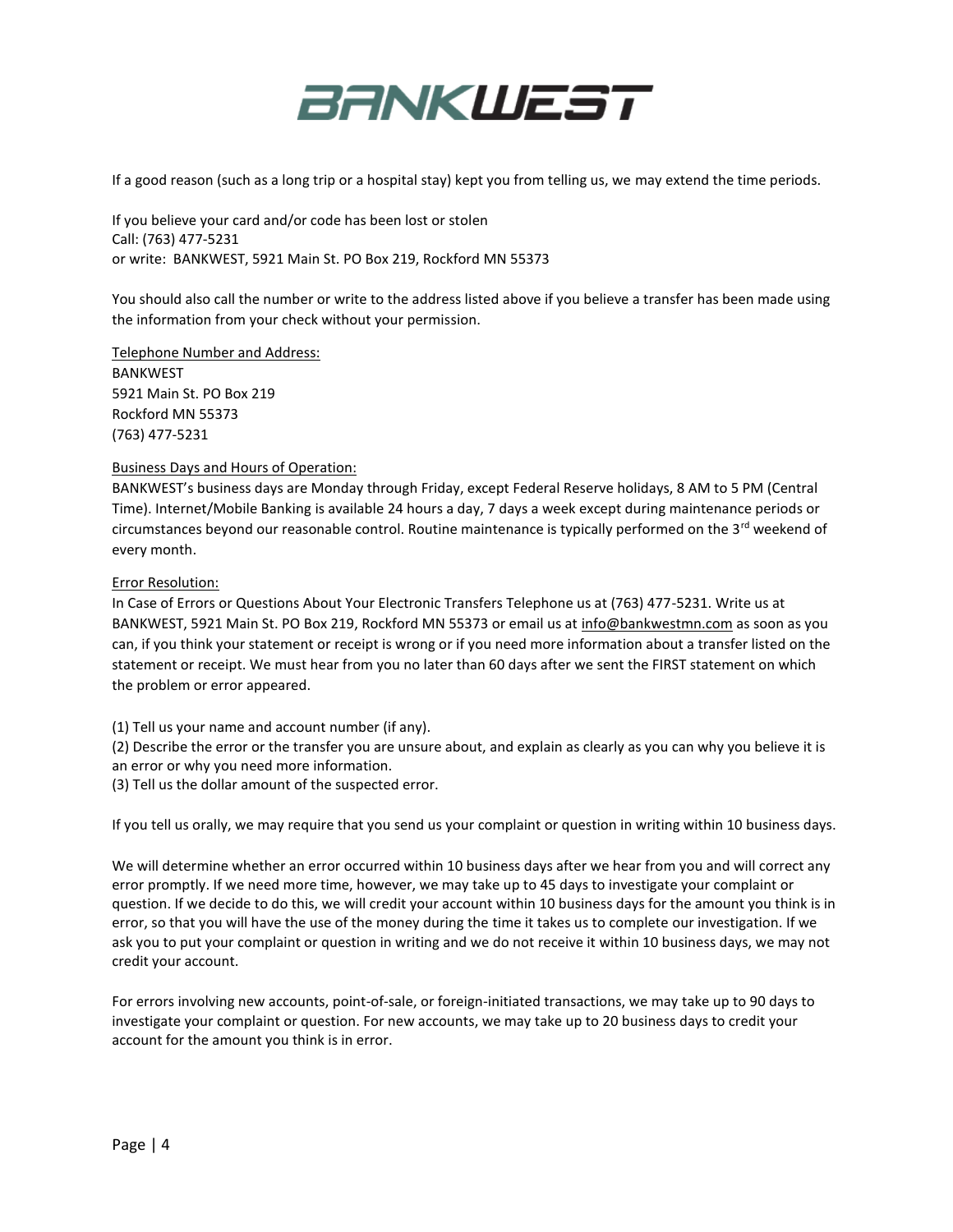If a good reason (such as a long trip or a hospital stay) kept you from telling us, we may extend the time periods.

If you believe your card and/or code has been lost or stolen
Call: (763) 477-5231
or write: BANKWEST, 5921 Main St. PO Box 219, Rockford MN 55373

You should also call the number or write to the address listed above if you believe a transfer has been made using the information from your check without your permission.

Telephone Number and Address:

BANKWEST
5921 Main St. PO Box 219
Rockford MN 55373
(763) 477-5231

Business Days and Hours of Operation:

BANKWEST's business days are Monday through Friday, except Federal Reserve holidays, 8 AM to 5 PM (Central Time). Internet/Mobile Banking is available 24 hours a day, 7 days a week except during maintenance periods or circumstances beyond our reasonable control. Routine maintenance is typically performed on the 3rd weekend of every month.

Error Resolution:

In Case of Errors or Questions About Your Electronic Transfers Telephone us at (763) 477-5231. Write us at BANKWEST, 5921 Main St. PO Box 219, Rockford MN 55373 or email us at info@bankwestmn.com as soon as you can, if you think your statement or receipt is wrong or if you need more information about a transfer listed on the statement or receipt. We must hear from you no later than 60 days after we sent the FIRST statement on which the problem or error appeared.

(1) Tell us your name and account number (if any).
(2) Describe the error or the transfer you are unsure about, and explain as clearly as you can why you believe it is an error or why you need more information.
(3) Tell us the dollar amount of the suspected error.

If you tell us orally, we may require that you send us your complaint or question in writing within 10 business days.

We will determine whether an error occurred within 10 business days after we hear from you and will correct any error promptly. If we need more time, however, we may take up to 45 days to investigate your complaint or question. If we decide to do this, we will credit your account within 10 business days for the amount you think is in error, so that you will have the use of the money during the time it takes us to complete our investigation. If we ask you to put your complaint or question in writing and we do not receive it within 10 business days, we may not credit your account.

For errors involving new accounts, point-of-sale, or foreign-initiated transactions, we may take up to 90 days to investigate your complaint or question. For new accounts, we may take up to 20 business days to credit your account for the amount you think is in error.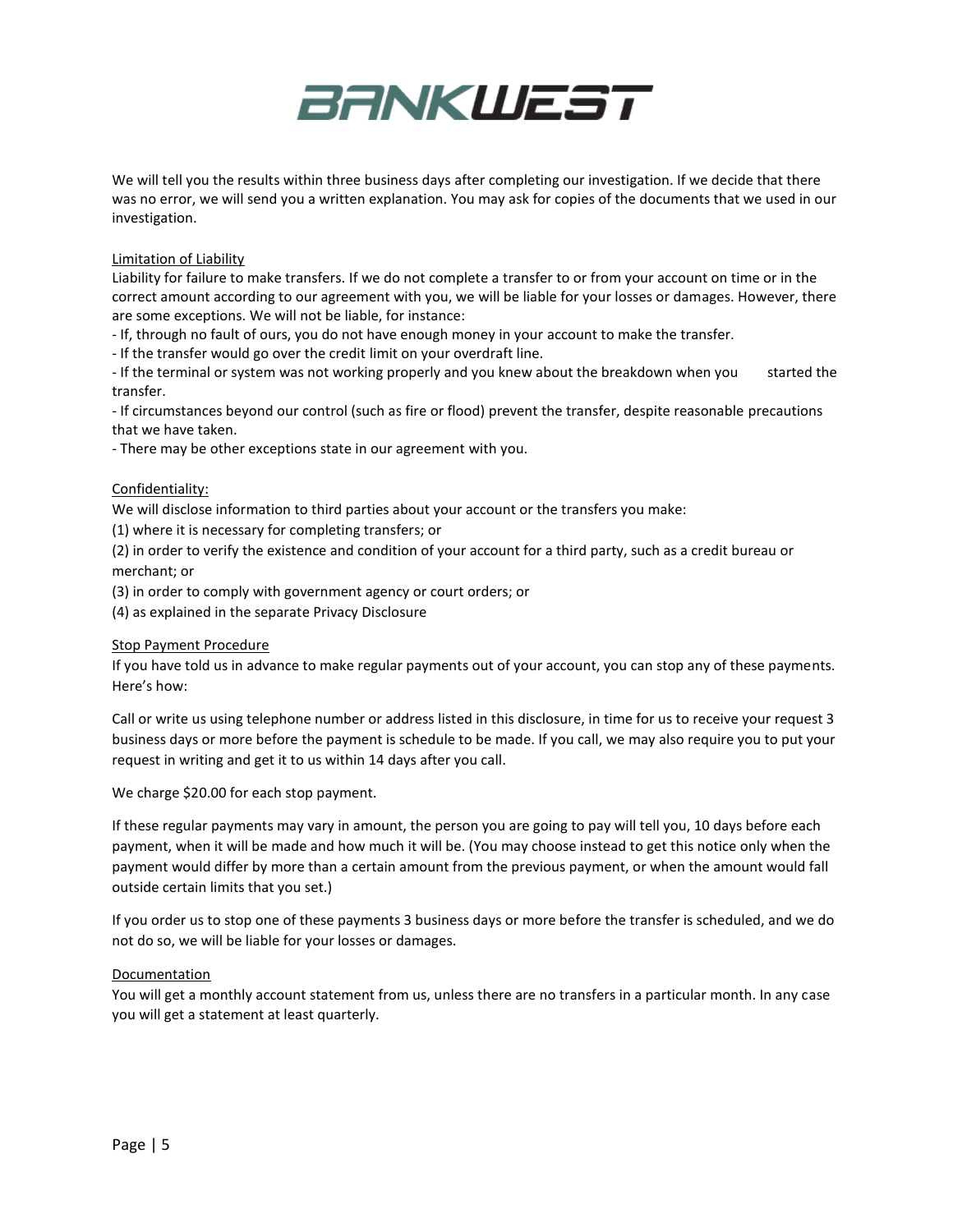We will tell you the results within three business days after completing our investigation. If we decide that there was no error, we will send you a written explanation. You may ask for copies of the documents that we used in our investigation.

Limitation of Liability

Liability for failure to make transfers. If we do not complete a transfer to or from your account on time or in the correct amount according to our agreement with you, we will be liable for your losses or damages. However, there are some exceptions. We will not be liable, for instance:

- If, through no fault of ours, you do not have enough money in your account to make the transfer.
- If the transfer would go over the credit limit on your overdraft line.
- If the terminal or system was not working properly and you knew about the breakdown when you started the transfer.
- If circumstances beyond our control (such as fire or flood) prevent the transfer, despite reasonable precautions that we have taken.
- There may be other exceptions state in our agreement with you.

Confidentiality:

We will disclose information to third parties about your account or the transfers you make:

(1) where it is necessary for completing transfers; or

(2) in order to verify the existence and condition of your account for a third party, such as a credit bureau or merchant; or

(3) in order to comply with government agency or court orders; or

(4) as explained in the separate Privacy Disclosure

Stop Payment Procedure

If you have told us in advance to make regular payments out of your account, you can stop any of these payments. Here's how:

Call or write us using telephone number or address listed in this disclosure, in time for us to receive your request 3 business days or more before the payment is schedule to be made. If you call, we may also require you to put your request in writing and get it to us within 14 days after you call.

We charge $20.00 for each stop payment.

If these regular payments may vary in amount, the person you are going to pay will tell you, 10 days before each payment, when it will be made and how much it will be. (You may choose instead to get this notice only when the payment would differ by more than a certain amount from the previous payment, or when the amount would fall outside certain limits that you set.)

If you order us to stop one of these payments 3 business days or more before the transfer is scheduled, and we do not do so, we will be liable for your losses or damages.

Documentation

You will get a monthly account statement from us, unless there are no transfers in a particular month. In any case you will get a statement at least quarterly.